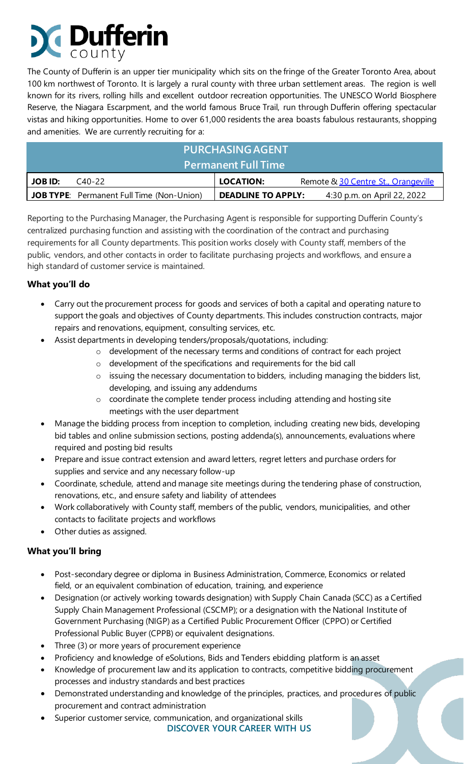# Dufferin county

The County of Dufferin is an upper tier municipality which sits on the fringe of the Greater Toronto Area, about 100 km northwest of Toronto. It is largely a rural county with three urban settlement areas. The region is well known for its rivers, rolling hills and excellent outdoor recreation opportunities. The UNESCO World Biosphere Reserve, the Niagara Escarpment, and the world famous Bruce Trail, run through Dufferin offering spectacular vistas and hiking opportunities. Home to over 61,000 residents the area boasts fabulous restaurants, shopping and amenities. We are currently recruiting for a:

## PURCHASING AGENT

### Permanent Full Time

| | | | |
|---|---|---|---|
| **JOB ID:** | C40-22 | **LOCATION:** | Remote & 30 Centre St., Orangeville |
| **JOB TYPE**: | Permanent Full Time (Non-Union) | **DEADLINE TO APPLY:** | 4:30 p.m. on April 22, 2022 |

Reporting to the Purchasing Manager, the Purchasing Agent is responsible for supporting Dufferin County's centralized purchasing function and assisting with the coordination of the contract and purchasing requirements for all County departments. This position works closely with County staff, members of the public, vendors, and other contacts in order to facilitate purchasing projects and workflows, and ensure a high standard of customer service is maintained.

### What you'll do

- Carry out the procurement process for goods and services of both a capital and operating nature to support the goals and objectives of County departments. This includes construction contracts, major repairs and renovations, equipment, consulting services, etc.
- Assist departments in developing tenders/proposals/quotations, including:
  - development of the necessary terms and conditions of contract for each project
  - development of the specifications and requirements for the bid call
  - issuing the necessary documentation to bidders, including managing the bidders list, developing, and issuing any addendums
  - coordinate the complete tender process including attending and hosting site meetings with the user department
- Manage the bidding process from inception to completion, including creating new bids, developing bid tables and online submission sections, posting addenda(s), announcements, evaluations where required and posting bid results
- Prepare and issue contract extension and award letters, regret letters and purchase orders for supplies and service and any necessary follow-up
- Coordinate, schedule, attend and manage site meetings during the tendering phase of construction, renovations, etc., and ensure safety and liability of attendees
- Work collaboratively with County staff, members of the public, vendors, municipalities, and other contacts to facilitate projects and workflows
- Other duties as assigned.

### What you'll bring

- Post-secondary degree or diploma in Business Administration, Commerce, Economics or related field, or an equivalent combination of education, training, and experience
- Designation (or actively working towards designation) with Supply Chain Canada (SCC) as a Certified Supply Chain Management Professional (CSCMP); or a designation with the National Institute of Government Purchasing (NIGP) as a Certified Public Procurement Officer (CPPO) or Certified Professional Public Buyer (CPPB) or equivalent designations.
- Three (3) or more years of procurement experience
- Proficiency and knowledge of eSolutions, Bids and Tenders ebidding platform is an asset
- Knowledge of procurement law and its application to contracts, competitive bidding procurement processes and industry standards and best practices
- Demonstrated understanding and knowledge of the principles, practices, and procedures of public procurement and contract administration
- Superior customer service, communication, and organizational skills

**DISCOVER YOUR CAREER WITH US**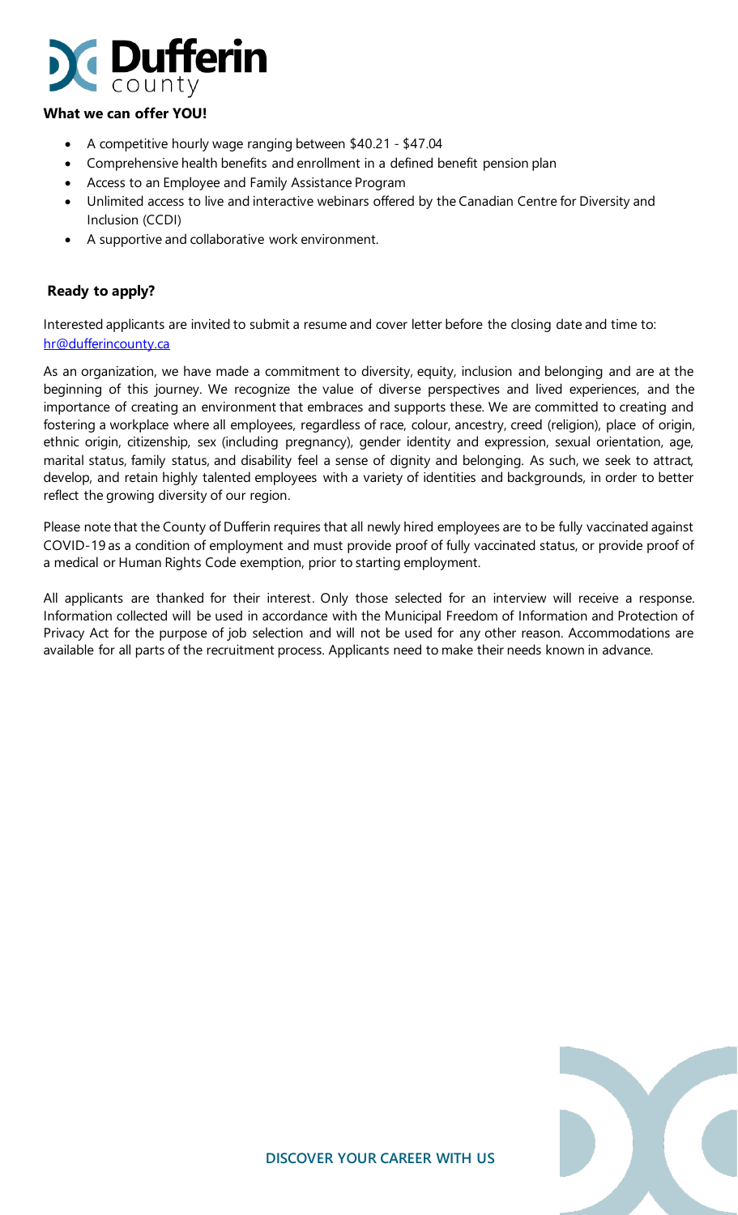**What we can offer YOU!**

- A competitive hourly wage ranging between $40.21 - $47.04
- Comprehensive health benefits and enrollment in a defined benefit pension plan
- Access to an Employee and Family Assistance Program
- Unlimited access to live and interactive webinars offered by the Canadian Centre for Diversity and Inclusion (CCDI)
- A supportive and collaborative work environment.

**Ready to apply?**

Interested applicants are invited to submit a resume and cover letter before the closing date and time to: hr@dufferincounty.ca

As an organization, we have made a commitment to diversity, equity, inclusion and belonging and are at the beginning of this journey. We recognize the value of diverse perspectives and lived experiences, and the importance of creating an environment that embraces and supports these. We are committed to creating and fostering a workplace where all employees, regardless of race, colour, ancestry, creed (religion), place of origin, ethnic origin, citizenship, sex (including pregnancy), gender identity and expression, sexual orientation, age, marital status, family status, and disability feel a sense of dignity and belonging. As such, we seek to attract, develop, and retain highly talented employees with a variety of identities and backgrounds, in order to better reflect the growing diversity of our region.

Please note that the County of Dufferin requires that all newly hired employees are to be fully vaccinated against COVID-19 as a condition of employment and must provide proof of fully vaccinated status, or provide proof of a medical or Human Rights Code exemption, prior to starting employment.

All applicants are thanked for their interest. Only those selected for an interview will receive a response. Information collected will be used in accordance with the Municipal Freedom of Information and Protection of Privacy Act for the purpose of job selection and will not be used for any other reason. Accommodations are available for all parts of the recruitment process. Applicants need to make their needs known in advance.

**DISCOVER YOUR CAREER WITH US**